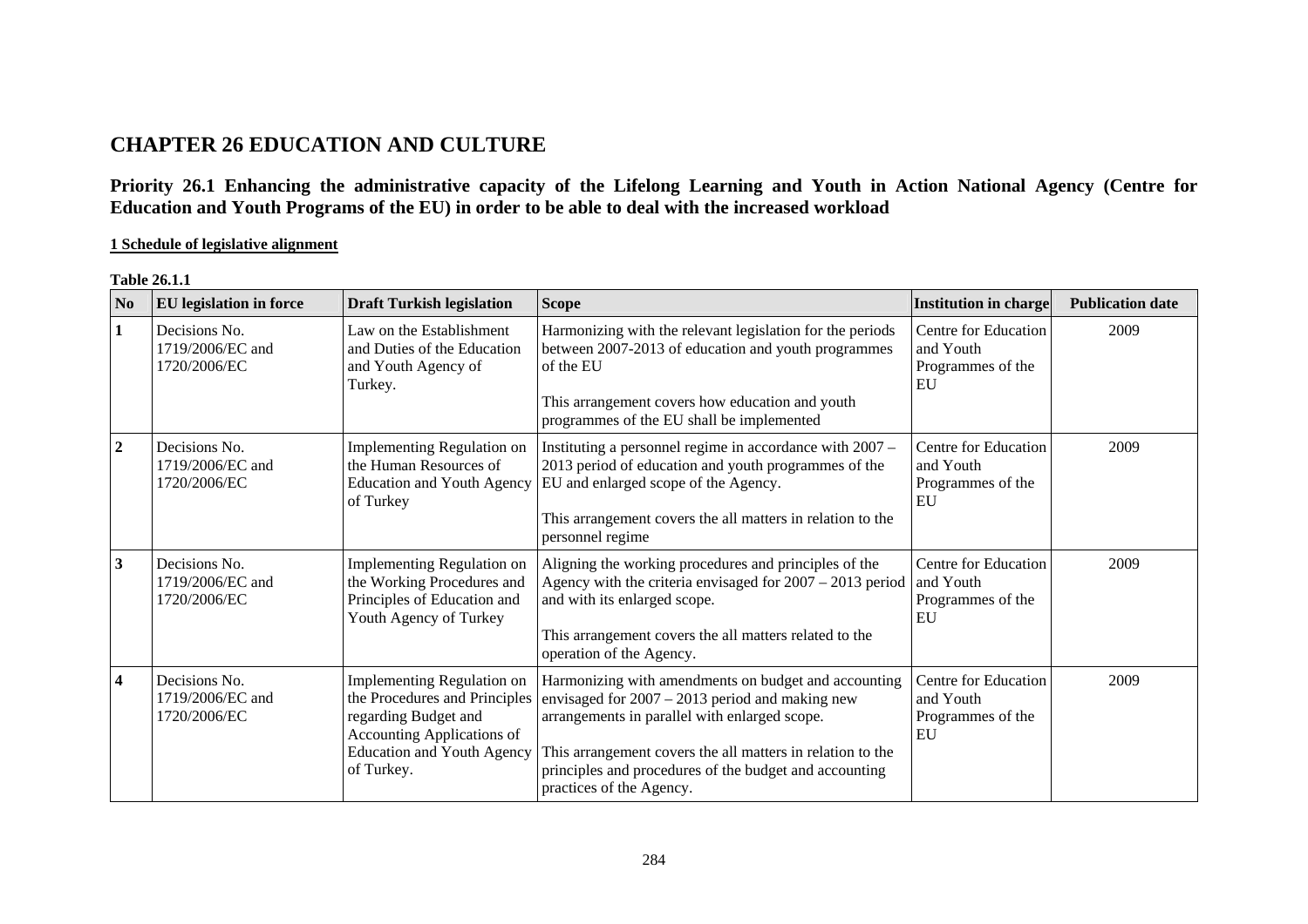# CHAPTER 26 EDUCATION AND CULTURE

## Priority 26.1 Enhancing the administrative capacity of the Lifelong Learning and Youth in Action National Agency (Centre for Education and Youth Programs of the EU) in order to be able to deal with the increased workload

**1 Schedule of legislative alignment**

**Table 26.1.1**

| No | EU legislation in force | Draft Turkish legislation | Scope | Institution in charge | Publication date |
|---|---|---|---|---|---|
| 1 | Decisions No. 1719/2006/EC and 1720/2006/EC | Law on the Establishment and Duties of the Education and Youth Agency of Turkey. | Harmonizing with the relevant legislation for the periods between 2007-2013 of education and youth programmes of the EU<br><br>This arrangement covers how education and youth programmes of the EU shall be implemented | Centre for Education and Youth Programmes of the EU | 2009 |
| 2 | Decisions No. 1719/2006/EC and 1720/2006/EC | Implementing Regulation on the Human Resources of Education and Youth Agency of Turkey | Instituting a personnel regime in accordance with 2007 – 2013 period of education and youth programmes of the EU and enlarged scope of the Agency.<br><br>This arrangement covers the all matters in relation to the personnel regime | Centre for Education and Youth Programmes of the EU | 2009 |
| 3 | Decisions No. 1719/2006/EC and 1720/2006/EC | Implementing Regulation on the Working Procedures and Principles of Education and Youth Agency of Turkey | Aligning the working procedures and principles of the Agency with the criteria envisaged for 2007 – 2013 period and with its enlarged scope.<br><br>This arrangement covers the all matters related to the operation of the Agency. | Centre for Education and Youth Programmes of the EU | 2009 |
| 4 | Decisions No. 1719/2006/EC and 1720/2006/EC | Implementing Regulation on the Procedures and Principles regarding Budget and Accounting Applications of Education and Youth Agency of Turkey. | Harmonizing with amendments on budget and accounting envisaged for 2007 – 2013 period and making new arrangements in parallel with enlarged scope.<br><br>This arrangement covers the all matters in relation to the principles and procedures of the budget and accounting practices of the Agency. | Centre for Education and Youth Programmes of the EU | 2009 |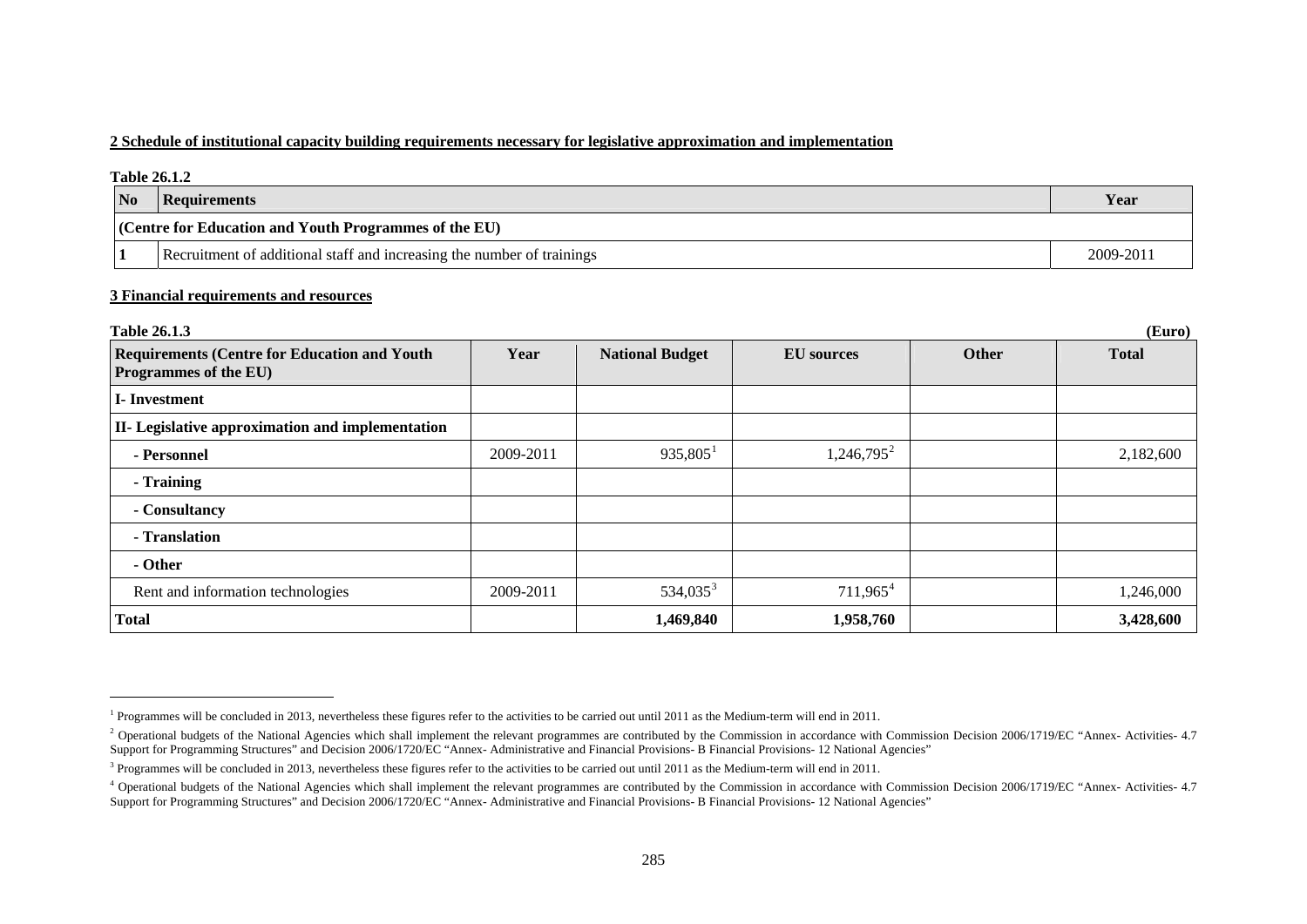**2 Schedule of institutional capacity building requirements necessary for legislative approximation and implementation**

**Table 26.1.2**

| No | Requirements | Year |
|---|---|---|
| **(Centre for Education and Youth Programmes of the EU)** | | |
| 1 | Recruitment of additional staff and increasing the number of trainings | 2009-2011 |

**3 Financial requirements and resources**

**Table 26.1.3** **(Euro)**

| Requirements (Centre for Education and Youth Programmes of the EU) | Year | National Budget | EU sources | Other | Total |
|---|---|---|---|---|---|
| **I- Investment** | | | | | |
| **II- Legislative approximation and implementation** | | | | | |
| **- Personnel** | 2009-2011 | 935,805[1] | 1,246,795[2] | | 2,182,600 |
| **- Training** | | | | | |
| **- Consultancy** | | | | | |
| **- Translation** | | | | | |
| **- Other** | | | | | |
| Rent and information technologies | 2009-2011 | 534,035[3] | 711,965[4] | | 1,246,000 |
| **Total** | | **1,469,840** | **1,958,760** | | **3,428,600** |

---

[1] Programmes will be concluded in 2013, nevertheless these figures refer to the activities to be carried out until 2011 as the Medium-term will end in 2011.

[2] Operational budgets of the National Agencies which shall implement the relevant programmes are contributed by the Commission in accordance with Commission Decision 2006/1719/EC "Annex- Activities- 4.7 Support for Programming Structures" and Decision 2006/1720/EC "Annex- Administrative and Financial Provisions- B Financial Provisions- 12 National Agencies"

[3] Programmes will be concluded in 2013, nevertheless these figures refer to the activities to be carried out until 2011 as the Medium-term will end in 2011.

[4] Operational budgets of the National Agencies which shall implement the relevant programmes are contributed by the Commission in accordance with Commission Decision 2006/1719/EC "Annex- Activities- 4.7 Support for Programming Structures" and Decision 2006/1720/EC "Annex- Administrative and Financial Provisions- B Financial Provisions- 12 National Agencies"